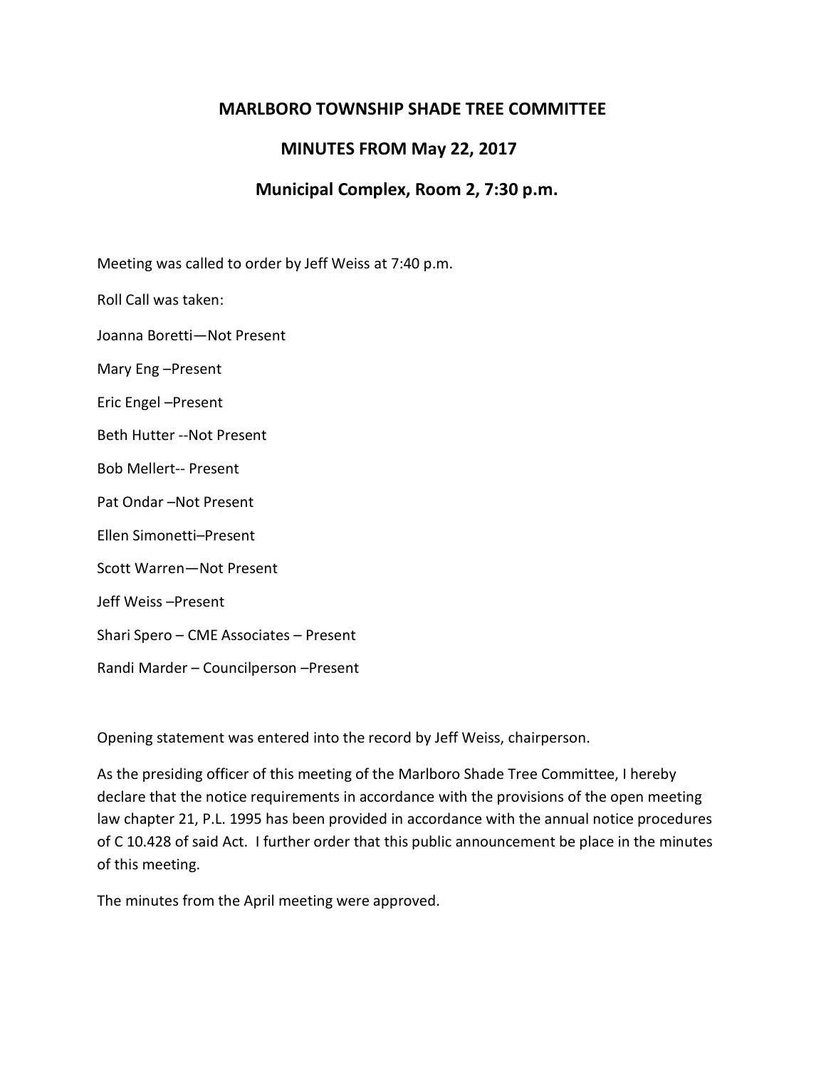# MARLBORO TOWNSHIP SHADE TREE COMMITTEE

## MINUTES FROM May 22, 2017

## Municipal Complex, Room 2, 7:30 p.m.

Meeting was called to order by Jeff Weiss at 7:40 p.m.

Roll Call was taken:

Joanna Boretti—Not Present

Mary Eng –Present

Eric Engel –Present

Beth Hutter --Not Present

Bob Mellert-- Present

Pat Ondar –Not Present

Ellen Simonetti–Present

Scott Warren—Not Present

Jeff Weiss –Present

Shari Spero – CME Associates – Present

Randi Marder – Councilperson –Present

Opening statement was entered into the record by Jeff Weiss, chairperson.

As the presiding officer of this meeting of the Marlboro Shade Tree Committee, I hereby declare that the notice requirements in accordance with the provisions of the open meeting law chapter 21, P.L. 1995 has been provided in accordance with the annual notice procedures of C 10.428 of said Act. I further order that this public announcement be place in the minutes of this meeting.

The minutes from the April meeting were approved.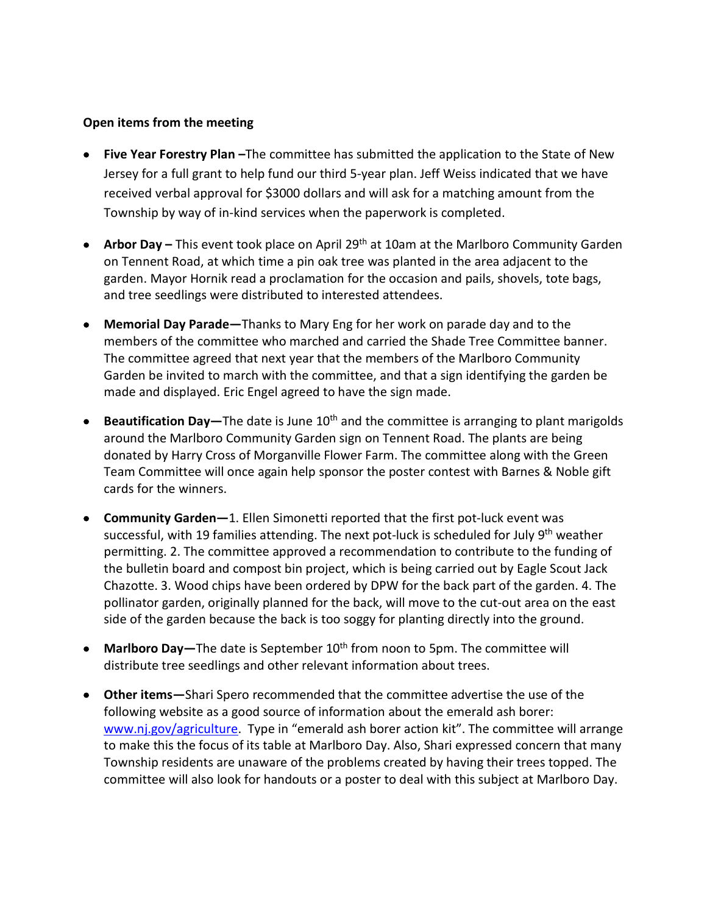**Open items from the meeting**

- **Five Year Forestry Plan –**The committee has submitted the application to the State of New Jersey for a full grant to help fund our third 5-year plan. Jeff Weiss indicated that we have received verbal approval for $3000 dollars and will ask for a matching amount from the Township by way of in-kind services when the paperwork is completed.

- **Arbor Day –** This event took place on April 29th at 10am at the Marlboro Community Garden on Tennent Road, at which time a pin oak tree was planted in the area adjacent to the garden. Mayor Hornik read a proclamation for the occasion and pails, shovels, tote bags, and tree seedlings were distributed to interested attendees.

- **Memorial Day Parade—**Thanks to Mary Eng for her work on parade day and to the members of the committee who marched and carried the Shade Tree Committee banner. The committee agreed that next year that the members of the Marlboro Community Garden be invited to march with the committee, and that a sign identifying the garden be made and displayed. Eric Engel agreed to have the sign made.

- **Beautification Day—**The date is June 10th and the committee is arranging to plant marigolds around the Marlboro Community Garden sign on Tennent Road. The plants are being donated by Harry Cross of Morganville Flower Farm. The committee along with the Green Team Committee will once again help sponsor the poster contest with Barnes & Noble gift cards for the winners.

- **Community Garden—**1. Ellen Simonetti reported that the first pot-luck event was successful, with 19 families attending. The next pot-luck is scheduled for July 9th weather permitting. 2. The committee approved a recommendation to contribute to the funding of the bulletin board and compost bin project, which is being carried out by Eagle Scout Jack Chazotte. 3. Wood chips have been ordered by DPW for the back part of the garden. 4. The pollinator garden, originally planned for the back, will move to the cut-out area on the east side of the garden because the back is too soggy for planting directly into the ground.

- **Marlboro Day—**The date is September 10th from noon to 5pm. The committee will distribute tree seedlings and other relevant information about trees.

- **Other items—**Shari Spero recommended that the committee advertise the use of the following website as a good source of information about the emerald ash borer: www.nj.gov/agriculture. Type in "emerald ash borer action kit". The committee will arrange to make this the focus of its table at Marlboro Day. Also, Shari expressed concern that many Township residents are unaware of the problems created by having their trees topped. The committee will also look for handouts or a poster to deal with this subject at Marlboro Day.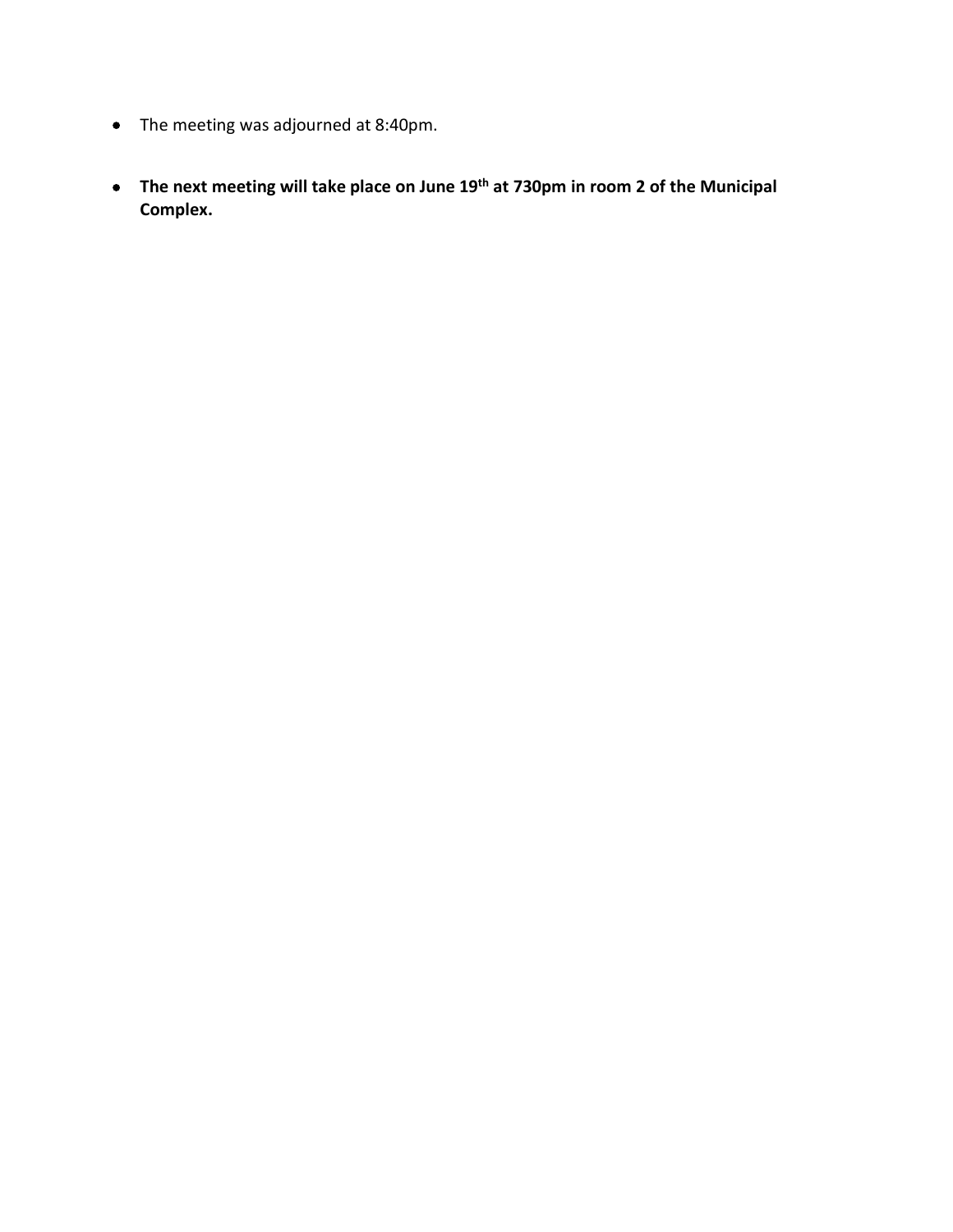- The meeting was adjourned at 8:40pm.

- **The next meeting will take place on June 19th at 730pm in room 2 of the Municipal Complex.**